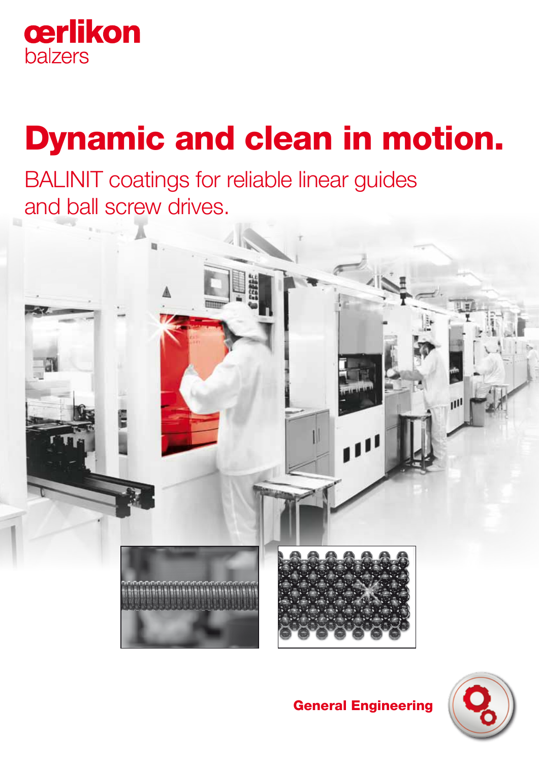oerlikon
balzers

# Dynamic and clean in motion.

## BALINIT coatings for reliable linear guides and ball screw drives.

**General Engineering**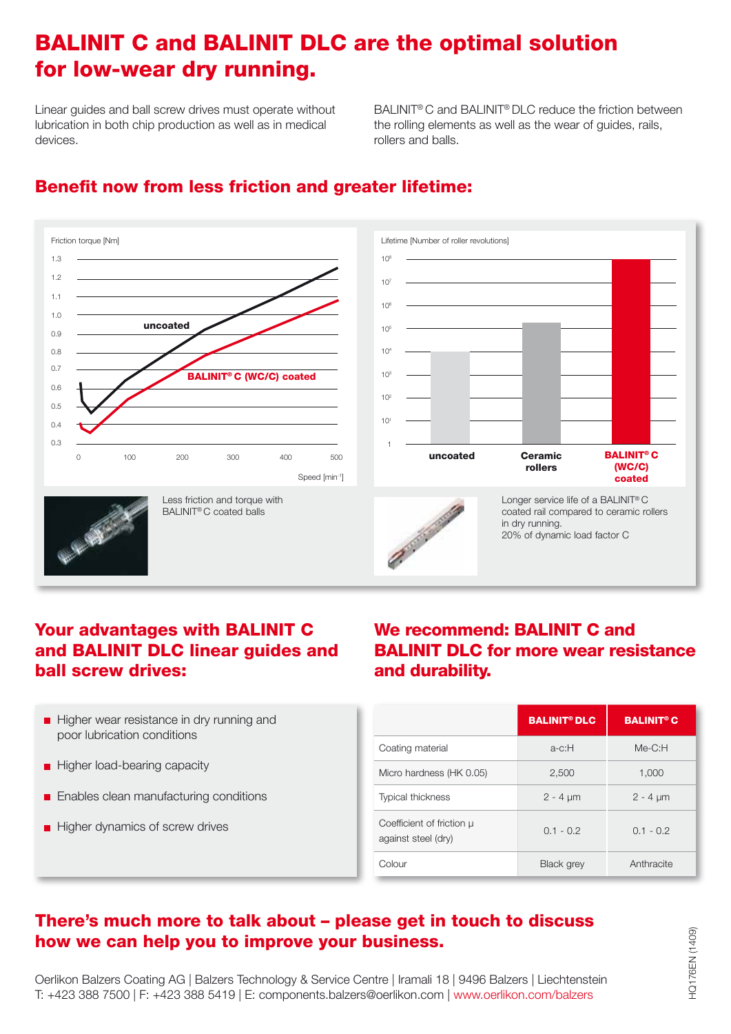# BALINIT C and BALINIT DLC are the optimal solution for low-wear dry running.

Linear guides and ball screw drives must operate without lubrication in both chip production as well as in medical devices.

BALINIT® C and BALINIT® DLC reduce the friction between the rolling elements as well as the wear of guides, rails, rollers and balls.

## Benefit now from less friction and greater lifetime:

Friction torque [Nm]

1.3
1.2
1.1
1.0
0.9
0.8
0.7
0.6
0.5
0.4
0.3

0 100 200 300 400 500

Speed [min⁻¹]

uncoated

BALINIT® C (WC/C) coated

Less friction and torque with BALINIT® C coated balls

Lifetime [Number of roller revolutions]

$10^8$
$10^7$
$10^6$
$10^5$
$10^4$
$10^3$
$10^2$
$10^1$
1

uncoated

Ceramic rollers

BALINIT® C (WC/C) coated

Longer service life of a BALINIT® C coated rail compared to ceramic rollers in dry running.
20% of dynamic load factor C

## Your advantages with BALINIT C and BALINIT DLC linear guides and ball screw drives:

- Higher wear resistance in dry running and poor lubrication conditions
- Higher load-bearing capacity
- Enables clean manufacturing conditions
- Higher dynamics of screw drives

## We recommend: BALINIT C and BALINIT DLC for more wear resistance and durability.

| | BALINIT® DLC | BALINIT® C |
|---|---|---|
| Coating material | a-c:H | Me-C:H |
| Micro hardness (HK 0.05) | 2,500 | 1,000 |
| Typical thickness | 2 - 4 µm | 2 - 4 µm |
| Coefficient of friction µ against steel (dry) | 0.1 - 0.2 | 0.1 - 0.2 |
| Colour | Black grey | Anthracite |

## There's much more to talk about – please get in touch to discuss how we can help you to improve your business.

Oerlikon Balzers Coating AG | Balzers Technology & Service Centre | Iramali 18 | 9496 Balzers | Liechtenstein
T: +423 388 7500 | F: +423 388 5419 | E: components.balzers@oerlikon.com | www.oerlikon.com/balzers

HQ176EN (1409)